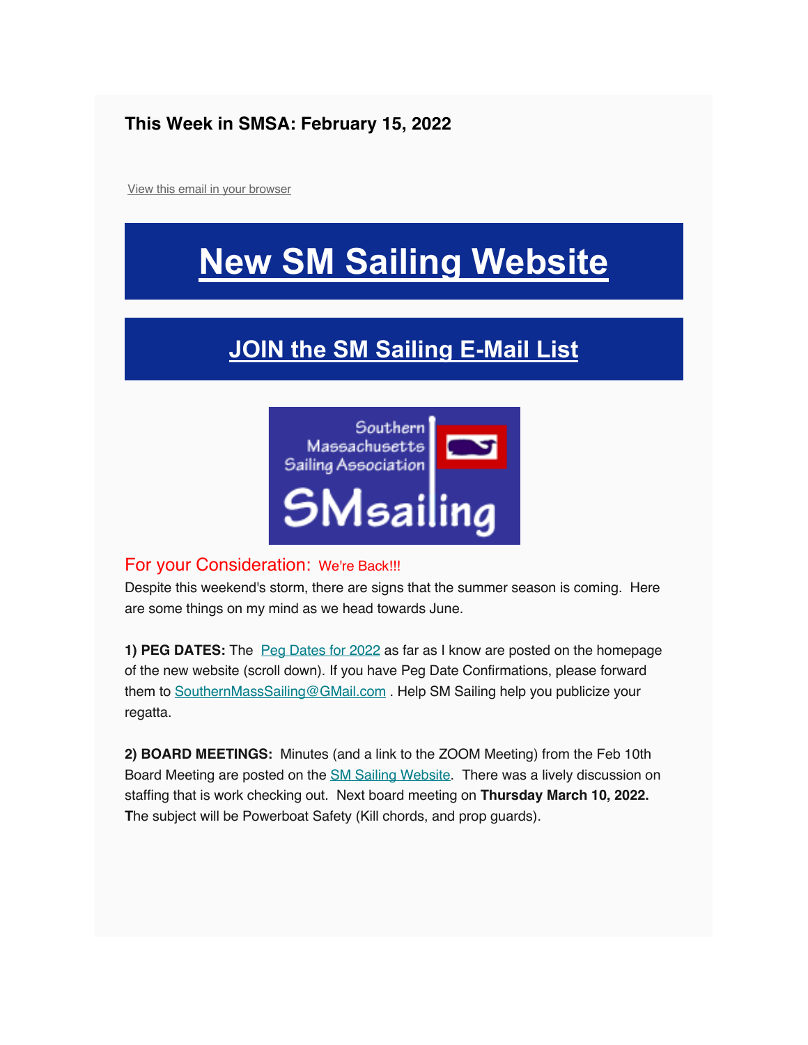# This Week in SMSA: February 15, 2022

View this email in your browser

# New SM Sailing Website

## JOIN the SM Sailing E-Mail List

Southern Massachusetts Sailing Association

SMsailing

## For your Consideration: We're Back!!!

Despite this weekend's storm, there are signs that the summer season is coming. Here are some things on my mind as we head towards June.

**1) PEG DATES:** The Peg Dates for 2022 as far as I know are posted on the homepage of the new website (scroll down). If you have Peg Date Confirmations, please forward them to SouthernMassSailing@GMail.com . Help SM Sailing help you publicize your regatta.

**2) BOARD MEETINGS:** Minutes (and a link to the ZOOM Meeting) from the Feb 10th Board Meeting are posted on the SM Sailing Website. There was a lively discussion on staffing that is work checking out. Next board meeting on **Thursday March 10, 2022. T**he subject will be Powerboat Safety (Kill chords, and prop guards).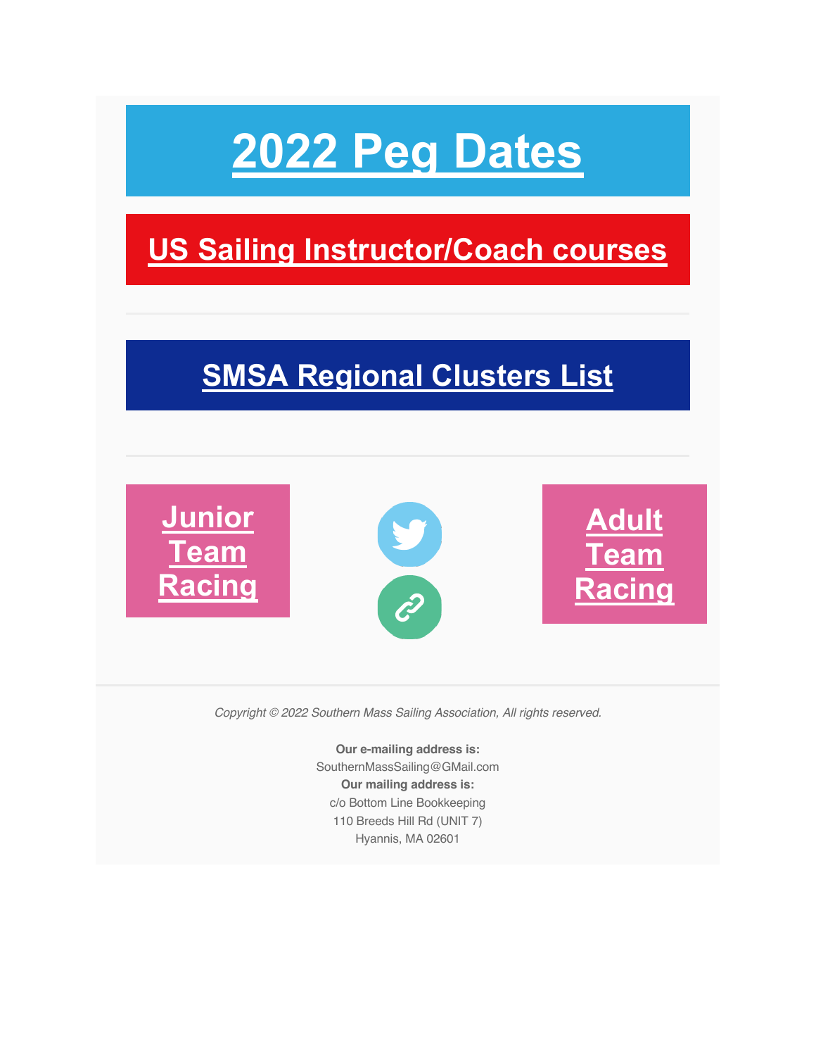# 2022 Peg Dates

## US Sailing Instructor/Coach courses

---

## SMSA Regional Clusters List

---

**Junior Team Racing**

**Adult Team Racing**

---

*Copyright © 2022 Southern Mass Sailing Association, All rights reserved.*

**Our e-mailing address is:**
SouthernMassSailing@GMail.com
**Our mailing address is:**
c/o Bottom Line Bookkeeping
110 Breeds Hill Rd (UNIT 7)
Hyannis, MA 02601